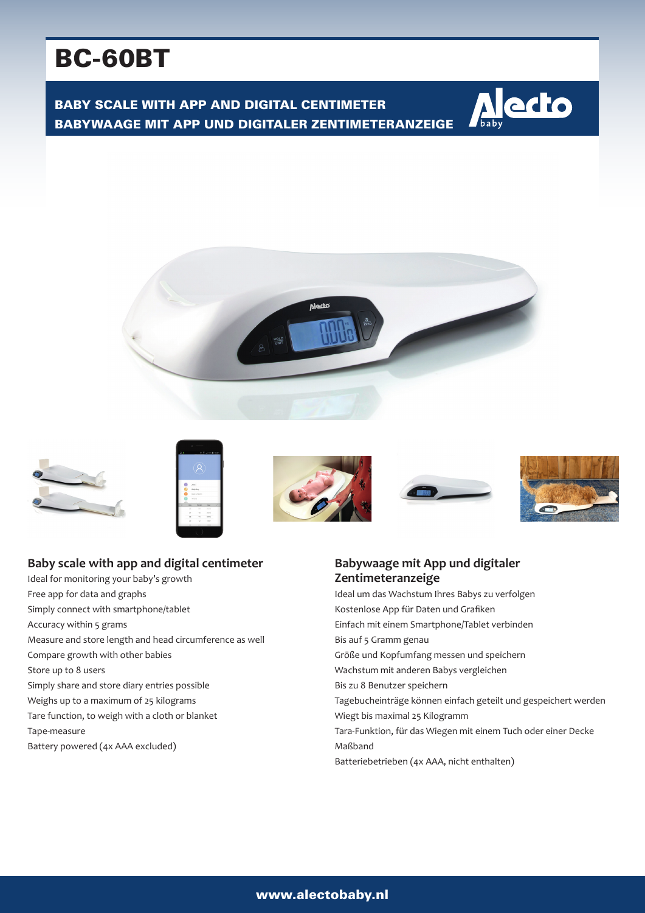# BC-60BT

**BABY SCALE WITH APP AND DIGITAL CENTIMETER**
**BABYWAAGE MIT APP UND DIGITALER ZENTIMETERANZEIGE**

## Baby scale with app and digital centimeter

Ideal for monitoring your baby's growth
Free app for data and graphs
Simply connect with smartphone/tablet
Accuracy within 5 grams
Measure and store length and head circumference as well
Compare growth with other babies
Store up to 8 users
Simply share and store diary entries possible
Weighs up to a maximum of 25 kilograms
Tare function, to weigh with a cloth or blanket
Tape-measure
Battery powered (4x AAA excluded)

## Babywaage mit App und digitaler Zentimeteranzeige

Ideal um das Wachstum Ihres Babys zu verfolgen
Kostenlose App für Daten und Grafiken
Einfach mit einem Smartphone/Tablet verbinden
Bis auf 5 Gramm genau
Größe und Kopfumfang messen und speichern
Wachstum mit anderen Babys vergleichen
Bis zu 8 Benutzer speichern
Tagebucheinträge können einfach geteilt und gespeichert werden
Wiegt bis maximal 25 Kilogramm
Tara-Funktion, für das Wiegen mit einem Tuch oder einer Decke
Maßband
Batteriebetrieben (4x AAA, nicht enthalten)

www.alectobaby.nl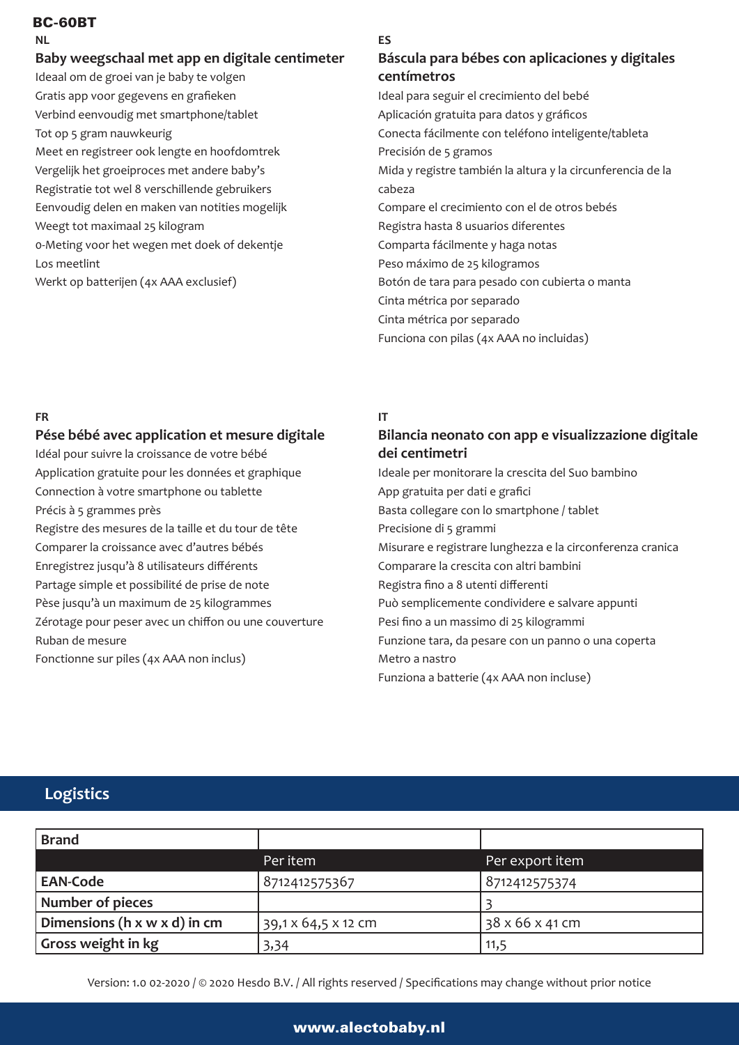**BC-60BT**

**NL**

## Baby weegschaal met app en digitale centimeter

Ideaal om de groei van je baby te volgen
Gratis app voor gegevens en grafieken
Verbind eenvoudig met smartphone/tablet
Tot op 5 gram nauwkeurig
Meet en registreer ook lengte en hoofdomtrek
Vergelijk het groeiproces met andere baby's
Registratie tot wel 8 verschillende gebruikers
Eenvoudig delen en maken van notities mogelijk
Weegt tot maximaal 25 kilogram
0-Meting voor het wegen met doek of dekentje
Los meetlint
Werkt op batterijen (4x AAA exclusief)

**ES**

## Báscula para bébes con aplicaciones y digitales centímetros

Ideal para seguir el crecimiento del bebé
Aplicación gratuita para datos y gráficos
Conecta fácilmente con teléfono inteligente/tableta
Precisión de 5 gramos
Mida y registre también la altura y la circunferencia de la cabeza
Compare el crecimiento con el de otros bebés
Registra hasta 8 usuarios diferentes
Comparta fácilmente y haga notas
Peso máximo de 25 kilogramos
Botón de tara para pesado con cubierta o manta
Cinta métrica por separado
Cinta métrica por separado
Funciona con pilas (4x AAA no incluidas)

**FR**

## Pése bébé avec application et mesure digitale

Idéal pour suivre la croissance de votre bébé
Application gratuite pour les données et graphique
Connection à votre smartphone ou tablette
Précis à 5 grammes près
Registre des mesures de la taille et du tour de tête
Comparer la croissance avec d'autres bébés
Enregistrez jusqu'à 8 utilisateurs différents
Partage simple et possibilité de prise de note
Pèse jusqu'à un maximum de 25 kilogrammes
Zérotage pour peser avec un chiffon ou une couverture
Ruban de mesure
Fonctionne sur piles (4x AAA non inclus)

**IT**

## Bilancia neonato con app e visualizzazione digitale dei centimetri

Ideale per monitorare la crescita del Suo bambino
App gratuita per dati e grafici
Basta collegare con lo smartphone / tablet
Precisione di 5 grammi
Misurare e registrare lunghezza e la circonferenza cranica
Comparare la crescita con altri bambini
Registra fino a 8 utenti differenti
Può semplicemente condividere e salvare appunti
Pesi fino a un massimo di 25 kilogrammi
Funzione tara, da pesare con un panno o una coperta
Metro a nastro
Funziona a batterie (4x AAA non incluse)

## Logistics

| Brand | | |
|---|---|---|
| | Per item | Per export item |
| EAN-Code | 8712412575367 | 8712412575374 |
| Number of pieces | | 3 |
| Dimensions (h x w x d) in cm | 39,1 x 64,5 x 12 cm | 38 x 66 x 41 cm |
| Gross weight in kg | 3,34 | 11,5 |

Version: 1.0 02-2020 / © 2020 Hesdo B.V. / All rights reserved / Specifications may change without prior notice

www.alectobaby.nl